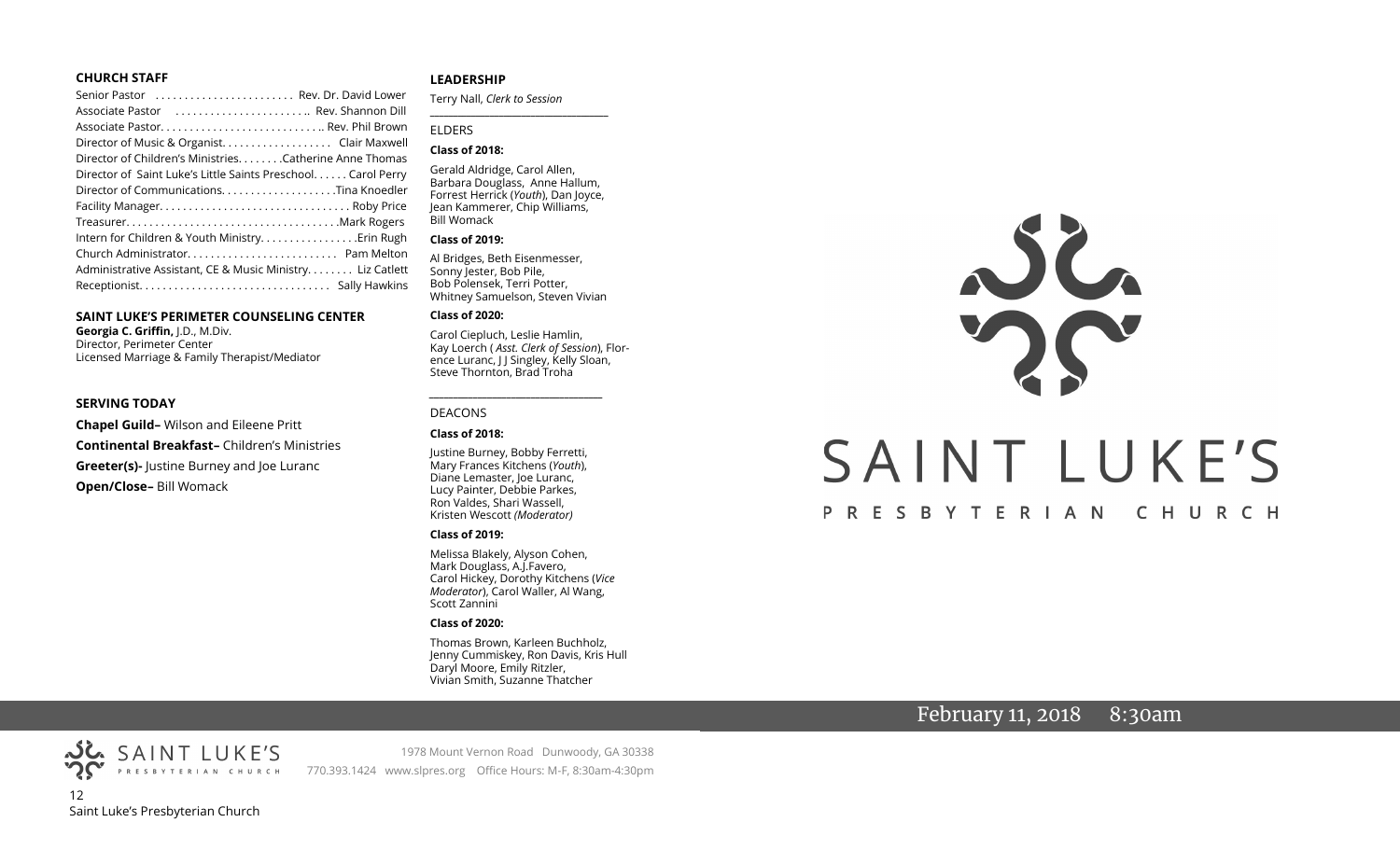## CHURCH STAFF

Senior Pastor . . . . . . . . . . . . . . . . . . . . . . . Rev. Dr. David Lower
Associate Pastor . . . . . . . . . . . . . . . . . . . . . .. Rev. Shannon Dill
Associate Pastor. . . . . . . . . . . . . . . . . . . . . . . . . . .. Rev. Phil Brown
Director of Music & Organist. . . . . . . . . . . . . . . . . . Clair Maxwell
Director of Children's Ministries. . . . . . . .Catherine Anne Thomas
Director of Saint Luke's Little Saints Preschool. . . . . . Carol Perry
Director of Communications. . . . . . . . . . . . . . . . . . . .Tina Knoedler
Facility Manager. . . . . . . . . . . . . . . . . . . . . . . . . . . . . . . . Roby Price
Treasurer. . . . . . . . . . . . . . . . . . . . . . . . . . . . . . . . . . . .Mark Rogers
Intern for Children & Youth Ministry. . . . . . . . . . . . . . . . .Erin Rugh
Church Administrator. . . . . . . . . . . . . . . . . . . . . . . . . Pam Melton
Administrative Assistant, CE & Music Ministry. . . . . . . . Liz Catlett
Receptionist. . . . . . . . . . . . . . . . . . . . . . . . . . . . . . . . Sally Hawkins

## SAINT LUKE'S PERIMETER COUNSELING CENTER

**Georgia C. Griffin,** J.D., M.Div.
Director, Perimeter Center
Licensed Marriage & Family Therapist/Mediator

## SERVING TODAY

**Chapel Guild–** Wilson and Eileene Pritt

**Continental Breakfast–** Children's Ministries

**Greeter(s)-** Justine Burney and Joe Luranc

**Open/Close–** Bill Womack

## LEADERSHIP

Terry Nall, *Clerk to Session*

### ELDERS

**Class of 2018:**

Gerald Aldridge, Carol Allen, Barbara Douglass, Anne Hallum, Forrest Herrick (*Youth*), Dan Joyce, Jean Kammerer, Chip Williams, Bill Womack

**Class of 2019:**

Al Bridges, Beth Eisenmesser, Sonny Jester, Bob Pile, Bob Polensek, Terri Potter, Whitney Samuelson, Steven Vivian

**Class of 2020:**

Carol Ciepluch, Leslie Hamlin, Kay Loerch ( *Asst. Clerk of Session*), Florence Luranc, J J Singley, Kelly Sloan, Steve Thornton, Brad Troha

### DEACONS

**Class of 2018:**

Justine Burney, Bobby Ferretti, Mary Frances Kitchens (*Youth*), Diane Lemaster, Joe Luranc, Lucy Painter, Debbie Parkes, Ron Valdes, Shari Wassell, Kristen Wescott *(Moderator)*

**Class of 2019:**

Melissa Blakely, Alyson Cohen, Mark Douglass, A.J.Favero, Carol Hickey, Dorothy Kitchens (*Vice Moderator*), Carol Waller, Al Wang, Scott Zannini

**Class of 2020:**

Thomas Brown, Karleen Buchholz, Jenny Cummiskey, Ron Davis, Kris Hull Daryl Moore, Emily Ritzler, Vivian Smith, Suzanne Thatcher

# SAINT LUKE'S PRESBYTERIAN CHURCH

February 11, 2018 8:30am

SAINT LUKE'S PRESBYTERIAN CHURCH

1978 Mount Vernon Road Dunwoody, GA 30338
770.393.1424 www.slpres.org Office Hours: M-F, 8:30am-4:30pm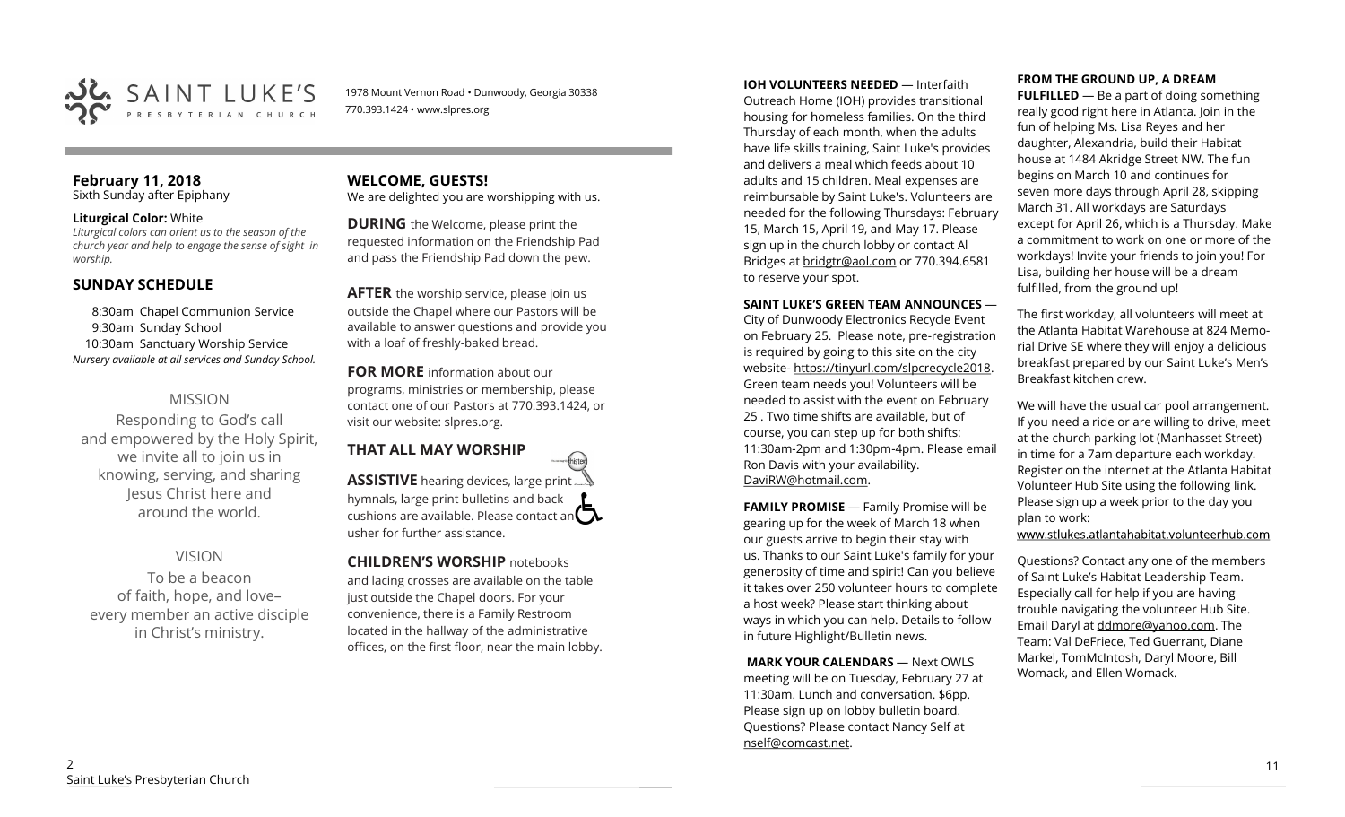SAINT LUKE'S PRESBYTERIAN CHURCH

1978 Mount Vernon Road • Dunwoody, Georgia 30338
770.393.1424 • www.slpres.org

**February 11, 2018**
Sixth Sunday after Epiphany

**Liturgical Color:** White
*Liturgical colors can orient us to the season of the church year and help to engage the sense of sight in worship.*

## SUNDAY SCHEDULE

8:30am Chapel Communion Service
9:30am Sunday School
10:30am Sanctuary Worship Service
*Nursery available at all services and Sunday School.*

### MISSION

Responding to God's call and empowered by the Holy Spirit, we invite all to join us in knowing, serving, and sharing Jesus Christ here and around the world.

### VISION

To be a beacon of faith, hope, and love– every member an active disciple in Christ's ministry.

## WELCOME, GUESTS!

We are delighted you are worshipping with us.

**DURING** the Welcome, please print the requested information on the Friendship Pad and pass the Friendship Pad down the pew.

**AFTER** the worship service, please join us outside the Chapel where our Pastors will be available to answer questions and provide you with a loaf of freshly-baked bread.

**FOR MORE** information about our programs, ministries or membership, please contact one of our Pastors at 770.393.1424, or visit our website: slpres.org.

## THAT ALL MAY WORSHIP

**ASSISTIVE** hearing devices, large print hymnals, large print bulletins and back cushions are available. Please contact an usher for further assistance.

**CHILDREN'S WORSHIP** notebooks and lacing crosses are available on the table just outside the Chapel doors. For your convenience, there is a Family Restroom located in the hallway of the administrative offices, on the first floor, near the main lobby.

**IOH VOLUNTEERS NEEDED** — Interfaith Outreach Home (IOH) provides transitional housing for homeless families. On the third Thursday of each month, when the adults have life skills training, Saint Luke's provides and delivers a meal which feeds about 10 adults and 15 children. Meal expenses are reimbursable by Saint Luke's. Volunteers are needed for the following Thursdays: February 15, March 15, April 19, and May 17. Please sign up in the church lobby or contact Al Bridges at bridgtr@aol.com or 770.394.6581 to reserve your spot.

**SAINT LUKE'S GREEN TEAM ANNOUNCES** — City of Dunwoody Electronics Recycle Event on February 25. Please note, pre-registration is required by going to this site on the city website- https://tinyurl.com/slpcrecycle2018. Green team needs you! Volunteers will be needed to assist with the event on February 25 . Two time shifts are available, but of course, you can step up for both shifts: 11:30am-2pm and 1:30pm-4pm. Please email Ron Davis with your availability. DaviRW@hotmail.com.

**FAMILY PROMISE** — Family Promise will be gearing up for the week of March 18 when our guests arrive to begin their stay with us. Thanks to our Saint Luke's family for your generosity of time and spirit! Can you believe it takes over 250 volunteer hours to complete a host week? Please start thinking about ways in which you can help. Details to follow in future Highlight/Bulletin news.

**MARK YOUR CALENDARS** — Next OWLS meeting will be on Tuesday, February 27 at 11:30am. Lunch and conversation. $6pp. Please sign up on lobby bulletin board. Questions? Please contact Nancy Self at nself@comcast.net.

**FROM THE GROUND UP, A DREAM FULFILLED** — Be a part of doing something really good right here in Atlanta. Join in the fun of helping Ms. Lisa Reyes and her daughter, Alexandria, build their Habitat house at 1484 Akridge Street NW. The fun begins on March 10 and continues for seven more days through April 28, skipping March 31. All workdays are Saturdays except for April 26, which is a Thursday. Make a commitment to work on one or more of the workdays! Invite your friends to join you! For Lisa, building her house will be a dream fulfilled, from the ground up!

The first workday, all volunteers will meet at the Atlanta Habitat Warehouse at 824 Memorial Drive SE where they will enjoy a delicious breakfast prepared by our Saint Luke's Men's Breakfast kitchen crew.

We will have the usual car pool arrangement. If you need a ride or are willing to drive, meet at the church parking lot (Manhasset Street) in time for a 7am departure each workday. Register on the internet at the Atlanta Habitat Volunteer Hub Site using the following link. Please sign up a week prior to the day you plan to work:
www.stlukes.atlantahabitat.volunteerhub.com

Questions? Contact any one of the members of Saint Luke's Habitat Leadership Team. Especially call for help if you are having trouble navigating the volunteer Hub Site. Email Daryl at ddmore@yahoo.com. The Team: Val DeFriece, Ted Guerrant, Diane Markel, TomMcIntosh, Daryl Moore, Bill Womack, and Ellen Womack.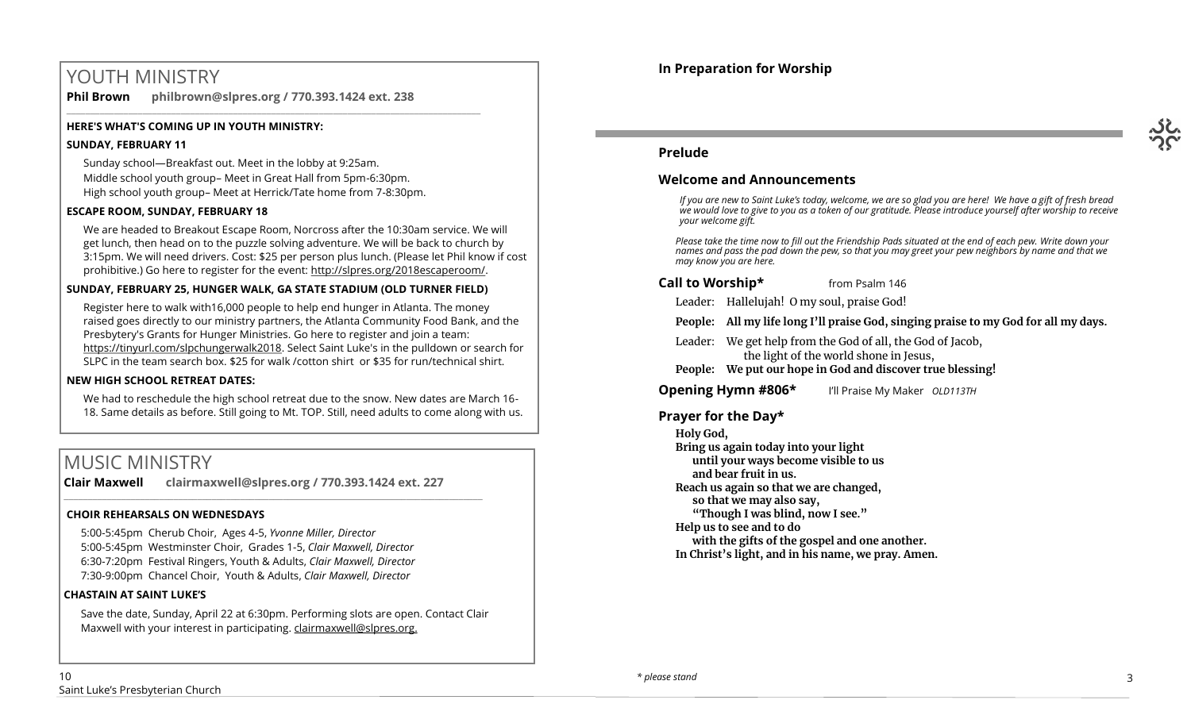# YOUTH MINISTRY

**Phil Brown philbrown@slpres.org / 770.393.1424 ext. 238**

**HERE'S WHAT'S COMING UP IN YOUTH MINISTRY:**

**SUNDAY, FEBRUARY 11**

Sunday school—Breakfast out. Meet in the lobby at 9:25am.
Middle school youth group– Meet in Great Hall from 5pm-6:30pm.
High school youth group– Meet at Herrick/Tate home from 7-8:30pm.

**ESCAPE ROOM, SUNDAY, FEBRUARY 18**

We are headed to Breakout Escape Room, Norcross after the 10:30am service. We will get lunch, then head on to the puzzle solving adventure. We will be back to church by 3:15pm. We will need drivers. Cost: $25 per person plus lunch. (Please let Phil know if cost prohibitive.) Go here to register for the event: http://slpres.org/2018escaperoom/.

**SUNDAY, FEBRUARY 25, HUNGER WALK, GA STATE STADIUM (OLD TURNER FIELD)**

Register here to walk with16,000 people to help end hunger in Atlanta. The money raised goes directly to our ministry partners, the Atlanta Community Food Bank, and the Presbytery's Grants for Hunger Ministries. Go here to register and join a team: https://tinyurl.com/slpchungerwalk2018. Select Saint Luke's in the pulldown or search for SLPC in the team search box. $25 for walk /cotton shirt or $35 for run/technical shirt.

**NEW HIGH SCHOOL RETREAT DATES:**

We had to reschedule the high school retreat due to the snow. New dates are March 16-18. Same details as before. Still going to Mt. TOP. Still, need adults to come along with us.

# MUSIC MINISTRY

**Clair Maxwell clairmaxwell@slpres.org / 770.393.1424 ext. 227**

**CHOIR REHEARSALS ON WEDNESDAYS**

5:00-5:45pm Cherub Choir, Ages 4-5, *Yvonne Miller, Director*
5:00-5:45pm Westminster Choir, Grades 1-5, *Clair Maxwell, Director*
6:30-7:20pm Festival Ringers, Youth & Adults, *Clair Maxwell, Director*
7:30-9:00pm Chancel Choir, Youth & Adults, *Clair Maxwell, Director*

**CHASTAIN AT SAINT LUKE'S**

Save the date, Sunday, April 22 at 6:30pm. Performing slots are open. Contact Clair Maxwell with your interest in participating. clairmaxwell@slpres.org.

**In Preparation for Worship**

## Prelude

## Welcome and Announcements

*If you are new to Saint Luke's today, welcome, we are so glad you are here! We have a gift of fresh bread we would love to give to you as a token of our gratitude. Please introduce yourself after worship to receive your welcome gift.*

*Please take the time now to fill out the Friendship Pads situated at the end of each pew. Write down your names and pass the pad down the pew, so that you may greet your pew neighbors by name and that we may know you are here.*

**Call to Worship*** from Psalm 146

Leader: Hallelujah! O my soul, praise God!

**People: All my life long I'll praise God, singing praise to my God for all my days.**

Leader: We get help from the God of all, the God of Jacob,
the light of the world shone in Jesus,

**People: We put our hope in God and discover true blessing!**

**Opening Hymn #806*** I'll Praise My Maker *OLD113TH*

## Prayer for the Day*

**Holy God,**
**Bring us again today into your light**
**until your ways become visible to us**
**and bear fruit in us.**
**Reach us again so that we are changed,**
**so that we may also say,**
**"Though I was blind, now I see."**
**Help us to see and to do**
**with the gifts of the gospel and one another.**
**In Christ's light, and in his name, we pray. Amen.**

*\* please stand*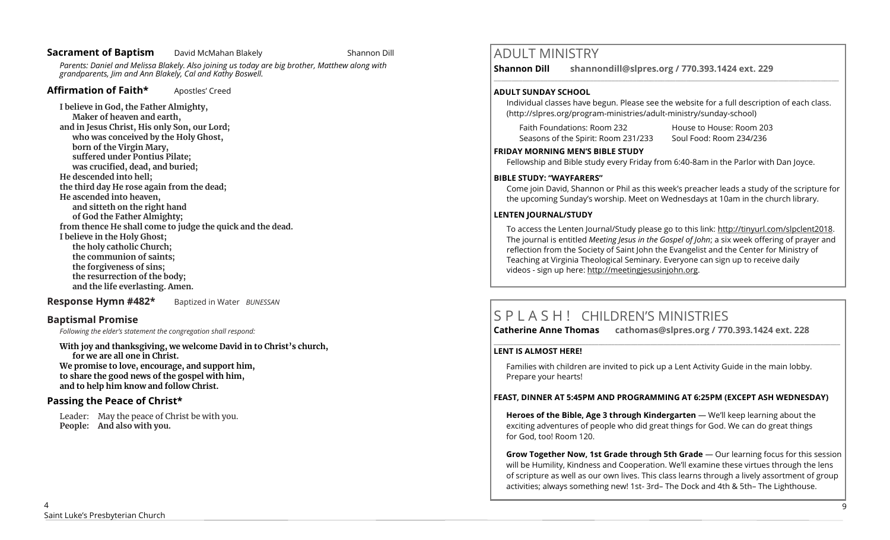**Sacrament of Baptism** David McMahan Blakely Shannon Dill

*Parents: Daniel and Melissa Blakely. Also joining us today are big brother, Matthew along with grandparents, Jim and Ann Blakely, Cal and Kathy Boswell.*

**Affirmation of Faith*** Apostles' Creed

**I believe in God, the Father Almighty,**
**Maker of heaven and earth,**
**and in Jesus Christ, His only Son, our Lord;**
**who was conceived by the Holy Ghost,**
**born of the Virgin Mary,**
**suffered under Pontius Pilate;**
**was crucified, dead, and buried;**
**He descended into hell;**
**the third day He rose again from the dead;**
**He ascended into heaven,**
**and sitteth on the right hand**
**of God the Father Almighty;**
**from thence He shall come to judge the quick and the dead.**
**I believe in the Holy Ghost;**
**the holy catholic Church;**
**the communion of saints;**
**the forgiveness of sins;**
**the resurrection of the body;**
**and the life everlasting. Amen.**

**Response Hymn #482*** Baptized in Water *BUNESSAN*

**Baptismal Promise**

*Following the elder's statement the congregation shall respond:*

**With joy and thanksgiving, we welcome David in to Christ's church,**
**for we are all one in Christ.**
**We promise to love, encourage, and support him,**
**to share the good news of the gospel with him,**
**and to help him know and follow Christ.**

**Passing the Peace of Christ***

Leader: May the peace of Christ be with you.
**People: And also with you.**

# ADULT MINISTRY

**Shannon Dill shannondill@slpres.org / 770.393.1424 ext. 229**

**ADULT SUNDAY SCHOOL**

Individual classes have begun. Please see the website for a full description of each class. (http://slpres.org/program-ministries/adult-ministry/sunday-school)

Faith Foundations: Room 232 House to House: Room 203
Seasons of the Spirit: Room 231/233 Soul Food: Room 234/236

**FRIDAY MORNING MEN'S BIBLE STUDY**

Fellowship and Bible study every Friday from 6:40-8am in the Parlor with Dan Joyce.

**BIBLE STUDY: "WAYFARERS"**

Come join David, Shannon or Phil as this week's preacher leads a study of the scripture for the upcoming Sunday's worship. Meet on Wednesdays at 10am in the church library.

**LENTEN JOURNAL/STUDY**

To access the Lenten Journal/Study please go to this link: http://tinyurl.com/slpclent2018. The journal is entitled *Meeting Jesus in the Gospel of John*; a six week offering of prayer and reflection from the Society of Saint John the Evangelist and the Center for Ministry of Teaching at Virginia Theological Seminary. Everyone can sign up to receive daily videos - sign up here: http://meetingjesusinjohn.org.

# S P L A S H ! CHILDREN'S MINISTRIES

**Catherine Anne Thomas cathomas@slpres.org / 770.393.1424 ext. 228**

**LENT IS ALMOST HERE!**

Families with children are invited to pick up a Lent Activity Guide in the main lobby. Prepare your hearts!

**FEAST, DINNER AT 5:45PM AND PROGRAMMING AT 6:25PM (EXCEPT ASH WEDNESDAY)**

**Heroes of the Bible, Age 3 through Kindergarten** — We'll keep learning about the exciting adventures of people who did great things for God. We can do great things for God, too! Room 120.

**Grow Together Now, 1st Grade through 5th Grade** — Our learning focus for this session will be Humility, Kindness and Cooperation. We'll examine these virtues through the lens of scripture as well as our own lives. This class learns through a lively assortment of group activities; always something new! 1st- 3rd– The Dock and 4th & 5th– The Lighthouse.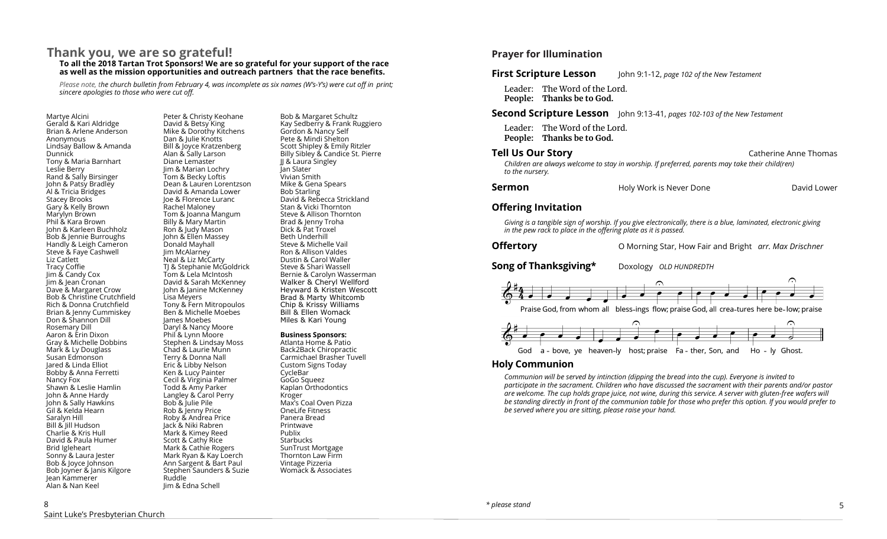## Thank you, we are so grateful!

**To all the 2018 Tartan Trot Sponsors! We are so grateful for your support of the race as well as the mission opportunities and outreach partners that the race benefits.**

*Please note, the church bulletin from February 4, was incomplete as six names (W's-Y's) were cut off in print; sincere apologies to those who were cut off.*

Martye Alcini
Gerald & Kari Aldridge
Brian & Arlene Anderson
Anonymous
Lindsay Ballow & Amanda Dunnick
Tony & Maria Barnhart
Leslie Berry
Rand & Sally Birsinger
John & Patsy Bradley
Al & Tricia Bridges
Stacey Brooks
Gary & Kelly Brown
Marylyn Brown
Phil & Kara Brown
John & Karleen Buchholz
Bob & Jennie Burroughs
Handly & Leigh Cameron
Steve & Faye Cashwell
Liz Catlett
Tracy Coffie
Jim & Candy Cox
Jim & Jean Cronan
Dave & Margaret Crow
Bob & Christine Crutchfield
Rich & Donna Crutchfield
Brian & Jenny Cummiskey
Don & Shannon Dill
Rosemary Dill
Aaron & Erin Dixon
Gray & Michelle Dobbins
Mark & Ly Douglass
Susan Edmonson
Jared & Linda Elliot
Bobby & Anna Ferretti
Nancy Fox
Shawn & Leslie Hamlin
John & Anne Hardy
John & Sally Hawkins
Gil & Kelda Hearn
Saralyn Hill
Bill & Jill Hudson
Charlie & Kris Hull
David & Paula Humer
Brid Igleheart
Sonny & Laura Jester
Bob & Joyce Johnson
Bob Joyner & Janis Kilgore
Jean Kammerer
Alan & Nan Keel
Peter & Christy Keohane
David & Betsy King
Mike & Dorothy Kitchens
Dan & Julie Knotts
Bill & Joyce Kratzenberg
Alan & Sally Larson
Diane Lemaster
Jim & Marian Lochry
Tom & Becky Loftis
Dean & Lauren Lorentzson
David & Amanda Lower
Joe & Florence Luranc
Rachel Maloney
Tom & Joanna Mangum
Billy & Mary Martin
Ron & Judy Mason
John & Ellen Massey
Donald Mayhall
Jim McAlarney
Neal & Liz McCarty
TJ & Stephanie McGoldrick
Tom & Lela McIntosh
David & Sarah McKenney
John & Janine McKenney
Lisa Meyers
Tony & Fern Mitropoulos
Ben & Michelle Moebes
James Moebes
Daryl & Nancy Moore
Phil & Lynn Moore
Stephen & Lindsay Moss
Chad & Laurie Munn
Terry & Donna Nall
Eric & Libby Nelson
Ken & Lucy Painter
Cecil & Virginia Palmer
Todd & Amy Parker
Langley & Carol Perry
Bob & Julie Pile
Rob & Jenny Price
Roby & Andrea Price
Jack & Niki Rabren
Mark & Kimey Reed
Scott & Cathy Rice
Mark & Cathie Rogers
Mark Ryan & Kay Loerch
Ann Sargent & Bart Paul
Stephen Saunders & Suzie Ruddle
Jim & Edna Schell
Bob & Margaret Schultz
Kay Sedberry & Frank Ruggiero
Gordon & Nancy Self
Pete & Mindi Shelton
Scott Shipley & Emily Ritzler
Billy Sibley & Candice St. Pierre
JJ & Laura Singley
Jan Slater
Vivian Smith
Mike & Gena Spears
Bob Starling
David & Rebecca Strickland
Stan & Vicki Thornton
Steve & Allison Thornton
Brad & Jenny Troha
Dick & Pat Troxel
Beth Underhill
Steve & Michelle Vail
Ron & Allison Valdes
Dustin & Carol Waller
Steve & Shari Wassell
Bernie & Carolyn Wasserman
Walker & Cheryl Wellford
Heyward & Kristen Wescott
Brad & Marty Whitcomb
Chip & Krissy Williams
Bill & Ellen Womack
Miles & Kari Young

**Business Sponsors:**
Atlanta Home & Patio
Back2Back Chiropractic
Carmichael Brasher Tuvell
Custom Signs Today
CycleBar
GoGo Squeez
Kaplan Orthodontics
Kroger
Max's Coal Oven Pizza
OneLife Fitness
Panera Bread
Printwave
Publix
Starbucks
SunTrust Mortgage
Thornton Law Firm
Vintage Pizzeria
Womack & Associates

Saint Luke's Presbyterian Church

**Prayer for Illumination**

**First Scripture Lesson** John 9:1-12, *page 102 of the New Testament*

Leader: The Word of the Lord.
**People: Thanks be to God.**

**Second Scripture Lesson** John 9:13-41, *pages 102-103 of the New Testament*

Leader: The Word of the Lord.
**People: Thanks be to God.**

**Tell Us Our Story** Catherine Anne Thomas

*Children are always welcome to stay in worship. If preferred, parents may take their child(ren) to the nursery.*

**Sermon** Holy Work is Never Done David Lower

**Offering Invitation**

*Giving is a tangible sign of worship. If you give electronically, there is a blue, laminated, electronic giving in the pew rack to place in the offering plate as it is passed.*

**Offertory** O Morning Star, How Fair and Bright *arr. Max Drischner*

**Song of Thanksgiving*** Doxology *OLD HUNDREDTH*

Praise God, from whom all blessings flow; praise God, all creatures here below; praise God above, ye heavenly host; praise Father, Son, and Holy Ghost.

**Holy Communion**

*Communion will be served by intinction (dipping the bread into the cup). Everyone is invited to participate in the sacrament. Children who have discussed the sacrament with their parents and/or pastor are welcome. The cup holds grape juice, not wine, during this service. A server with gluten-free wafers will be standing directly in front of the communion table for those who prefer this option. If you would prefer to be served where you are sitting, please raise your hand.*

\* please stand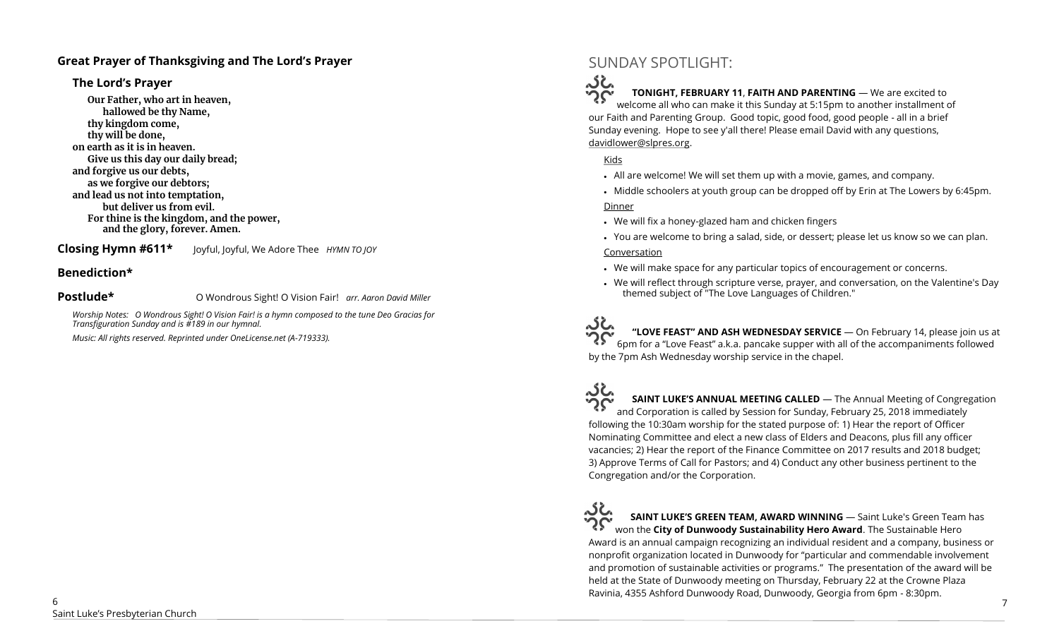## Great Prayer of Thanksgiving and The Lord's Prayer

### The Lord's Prayer

**Our Father, who art in heaven,**
**hallowed be thy Name,**
**thy kingdom come,**
**thy will be done,**
**on earth as it is in heaven.**
**Give us this day our daily bread;**
**and forgive us our debts,**
**as we forgive our debtors;**
**and lead us not into temptation,**
**but deliver us from evil.**
**For thine is the kingdom, and the power,**
**and the glory, forever. Amen.**

**Closing Hymn #611*** Joyful, Joyful, We Adore Thee *HYMN TO JOY*

### Benediction*

**Postlude*** O Wondrous Sight! O Vision Fair! *arr. Aaron David Miller*

*Worship Notes: O Wondrous Sight! O Vision Fair! is a hymn composed to the tune Deo Gracias for Transfiguration Sunday and is #189 in our hymnal.*

*Music: All rights reserved. Reprinted under OneLicense.net (A-719333).*

# SUNDAY SPOTLIGHT:

**TONIGHT, FEBRUARY 11, FAITH AND PARENTING** — We are excited to welcome all who can make it this Sunday at 5:15pm to another installment of our Faith and Parenting Group. Good topic, good food, good people - all in a brief Sunday evening. Hope to see y'all there! Please email David with any questions, davidlower@slpres.org.

Kids

- All are welcome! We will set them up with a movie, games, and company.
- Middle schoolers at youth group can be dropped off by Erin at The Lowers by 6:45pm.

Dinner

- We will fix a honey-glazed ham and chicken fingers
- You are welcome to bring a salad, side, or dessert; please let us know so we can plan.

Conversation

- We will make space for any particular topics of encouragement or concerns.
- We will reflect through scripture verse, prayer, and conversation, on the Valentine's Day themed subject of "The Love Languages of Children."

**"LOVE FEAST" AND ASH WEDNESDAY SERVICE** — On February 14, please join us at 6pm for a "Love Feast" a.k.a. pancake supper with all of the accompaniments followed by the 7pm Ash Wednesday worship service in the chapel.

**SAINT LUKE'S ANNUAL MEETING CALLED** — The Annual Meeting of Congregation and Corporation is called by Session for Sunday, February 25, 2018 immediately following the 10:30am worship for the stated purpose of: 1) Hear the report of Officer Nominating Committee and elect a new class of Elders and Deacons, plus fill any officer vacancies; 2) Hear the report of the Finance Committee on 2017 results and 2018 budget; 3) Approve Terms of Call for Pastors; and 4) Conduct any other business pertinent to the Congregation and/or the Corporation.

**SAINT LUKE'S GREEN TEAM, AWARD WINNING** — Saint Luke's Green Team has won the **City of Dunwoody Sustainability Hero Award**. The Sustainable Hero Award is an annual campaign recognizing an individual resident and a company, business or nonprofit organization located in Dunwoody for "particular and commendable involvement and promotion of sustainable activities or programs." The presentation of the award will be held at the State of Dunwoody meeting on Thursday, February 22 at the Crowne Plaza Ravinia, 4355 Ashford Dunwoody Road, Dunwoody, Georgia from 6pm - 8:30pm.